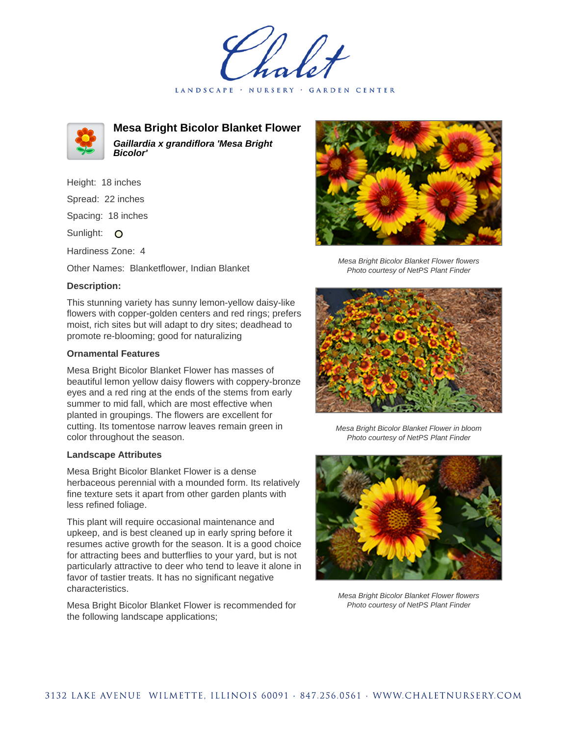# Chalet

LANDSCAPE · NURSERY · GARDEN CENTER

## Mesa Bright Bicolor Blanket Flower

***Gaillardia x grandiflora 'Mesa Bright Bicolor'***

Height: 18 inches

Spread: 22 inches

Spacing: 18 inches

Sunlight: O

Hardiness Zone: 4

Other Names: Blanketflower, Indian Blanket

### Description:

This stunning variety has sunny lemon-yellow daisy-like flowers with copper-golden centers and red rings; prefers moist, rich sites but will adapt to dry sites; deadhead to promote re-blooming; good for naturalizing

### Ornamental Features

Mesa Bright Bicolor Blanket Flower has masses of beautiful lemon yellow daisy flowers with coppery-bronze eyes and a red ring at the ends of the stems from early summer to mid fall, which are most effective when planted in groupings. The flowers are excellent for cutting. Its tomentose narrow leaves remain green in color throughout the season.

### Landscape Attributes

Mesa Bright Bicolor Blanket Flower is a dense herbaceous perennial with a mounded form. Its relatively fine texture sets it apart from other garden plants with less refined foliage.

This plant will require occasional maintenance and upkeep, and is best cleaned up in early spring before it resumes active growth for the season. It is a good choice for attracting bees and butterflies to your yard, but is not particularly attractive to deer who tend to leave it alone in favor of tastier treats. It has no significant negative characteristics.

Mesa Bright Bicolor Blanket Flower is recommended for the following landscape applications;

*Mesa Bright Bicolor Blanket Flower flowers*
*Photo courtesy of NetPS Plant Finder*

*Mesa Bright Bicolor Blanket Flower in bloom*
*Photo courtesy of NetPS Plant Finder*

*Mesa Bright Bicolor Blanket Flower flowers*
*Photo courtesy of NetPS Plant Finder*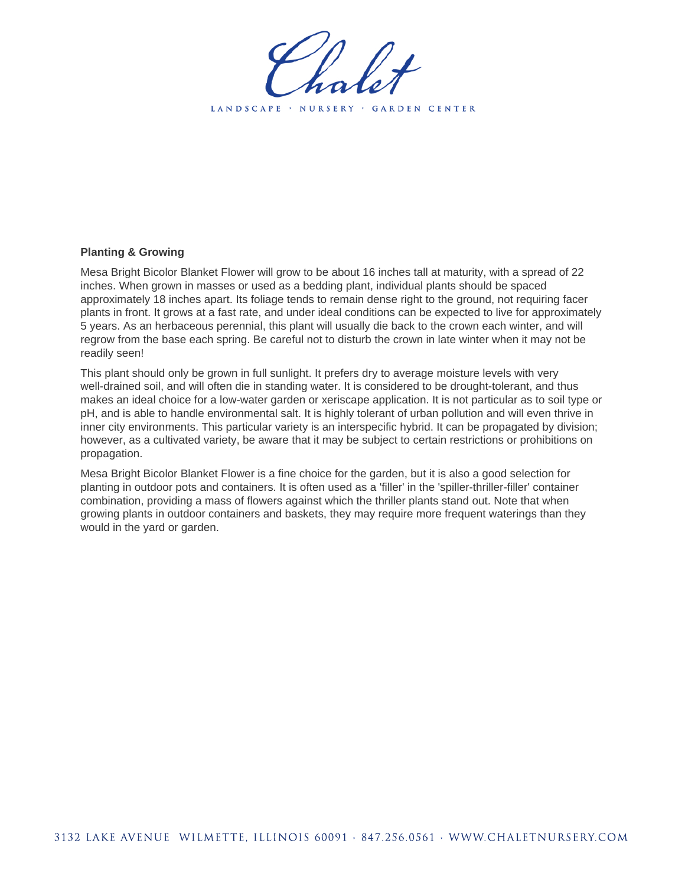**Planting & Growing**

Mesa Bright Bicolor Blanket Flower will grow to be about 16 inches tall at maturity, with a spread of 22 inches. When grown in masses or used as a bedding plant, individual plants should be spaced approximately 18 inches apart. Its foliage tends to remain dense right to the ground, not requiring facer plants in front. It grows at a fast rate, and under ideal conditions can be expected to live for approximately 5 years. As an herbaceous perennial, this plant will usually die back to the crown each winter, and will regrow from the base each spring. Be careful not to disturb the crown in late winter when it may not be readily seen!

This plant should only be grown in full sunlight. It prefers dry to average moisture levels with very well-drained soil, and will often die in standing water. It is considered to be drought-tolerant, and thus makes an ideal choice for a low-water garden or xeriscape application. It is not particular as to soil type or pH, and is able to handle environmental salt. It is highly tolerant of urban pollution and will even thrive in inner city environments. This particular variety is an interspecific hybrid. It can be propagated by division; however, as a cultivated variety, be aware that it may be subject to certain restrictions or prohibitions on propagation.

Mesa Bright Bicolor Blanket Flower is a fine choice for the garden, but it is also a good selection for planting in outdoor pots and containers. It is often used as a 'filler' in the 'spiller-thriller-filler' container combination, providing a mass of flowers against which the thriller plants stand out. Note that when growing plants in outdoor containers and baskets, they may require more frequent waterings than they would in the yard or garden.